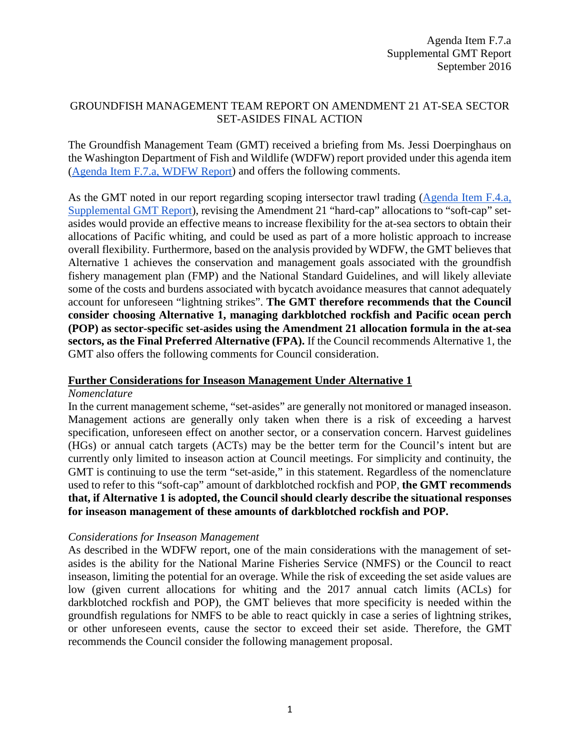Agenda Item F.7.a
Supplemental GMT Report
September 2016

# GROUNDFISH MANAGEMENT TEAM REPORT ON AMENDMENT 21 AT-SEA SECTOR SET-ASIDES FINAL ACTION

The Groundfish Management Team (GMT) received a briefing from Ms. Jessi Doerpinghaus on the Washington Department of Fish and Wildlife (WDFW) report provided under this agenda item (Agenda Item F.7.a, WDFW Report) and offers the following comments.

As the GMT noted in our report regarding scoping intersector trawl trading (Agenda Item F.4.a, Supplemental GMT Report), revising the Amendment 21 "hard-cap" allocations to "soft-cap" set-asides would provide an effective means to increase flexibility for the at-sea sectors to obtain their allocations of Pacific whiting, and could be used as part of a more holistic approach to increase overall flexibility. Furthermore, based on the analysis provided by WDFW, the GMT believes that Alternative 1 achieves the conservation and management goals associated with the groundfish fishery management plan (FMP) and the National Standard Guidelines, and will likely alleviate some of the costs and burdens associated with bycatch avoidance measures that cannot adequately account for unforeseen "lightning strikes". **The GMT therefore recommends that the Council consider choosing Alternative 1, managing darkblotched rockfish and Pacific ocean perch (POP) as sector-specific set-asides using the Amendment 21 allocation formula in the at-sea sectors, as the Final Preferred Alternative (FPA).** If the Council recommends Alternative 1, the GMT also offers the following comments for Council consideration.

## Further Considerations for Inseason Management Under Alternative 1

### *Nomenclature*

In the current management scheme, "set-asides" are generally not monitored or managed inseason. Management actions are generally only taken when there is a risk of exceeding a harvest specification, unforeseen effect on another sector, or a conservation concern. Harvest guidelines (HGs) or annual catch targets (ACTs) may be the better term for the Council's intent but are currently only limited to inseason action at Council meetings. For simplicity and continuity, the GMT is continuing to use the term "set-aside," in this statement. Regardless of the nomenclature used to refer to this "soft-cap" amount of darkblotched rockfish and POP, **the GMT recommends that, if Alternative 1 is adopted, the Council should clearly describe the situational responses for inseason management of these amounts of darkblotched rockfish and POP.**

### *Considerations for Inseason Management*

As described in the WDFW report, one of the main considerations with the management of set-asides is the ability for the National Marine Fisheries Service (NMFS) or the Council to react inseason, limiting the potential for an overage. While the risk of exceeding the set aside values are low (given current allocations for whiting and the 2017 annual catch limits (ACLs) for darkblotched rockfish and POP), the GMT believes that more specificity is needed within the groundfish regulations for NMFS to be able to react quickly in case a series of lightning strikes, or other unforeseen events, cause the sector to exceed their set aside. Therefore, the GMT recommends the Council consider the following management proposal.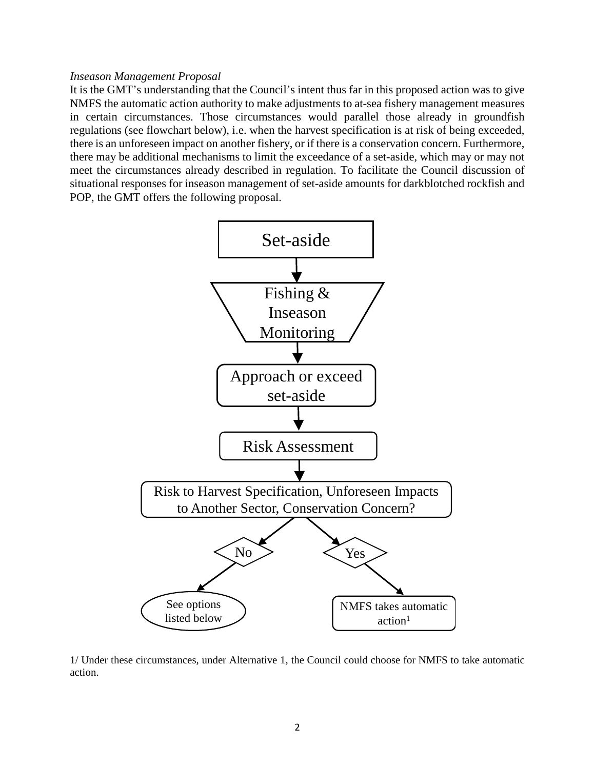*Inseason Management Proposal*

It is the GMT's understanding that the Council's intent thus far in this proposed action was to give NMFS the automatic action authority to make adjustments to at-sea fishery management measures in certain circumstances. Those circumstances would parallel those already in groundfish regulations (see flowchart below), i.e. when the harvest specification is at risk of being exceeded, there is an unforeseen impact on another fishery, or if there is a conservation concern. Furthermore, there may be additional mechanisms to limit the exceedance of a set-aside, which may or may not meet the circumstances already described in regulation. To facilitate the Council discussion of situational responses for inseason management of set-aside amounts for darkblotched rockfish and POP, the GMT offers the following proposal.

Set-aside

↓

Fishing & Inseason Monitoring

↓

Approach or exceed set-aside

↓

Risk Assessment

↓

Risk to Harvest Specification, Unforeseen Impacts to Another Sector, Conservation Concern?

- No → See options listed below
- Yes → NMFS takes automatic action[1]

1/ Under these circumstances, under Alternative 1, the Council could choose for NMFS to take automatic action.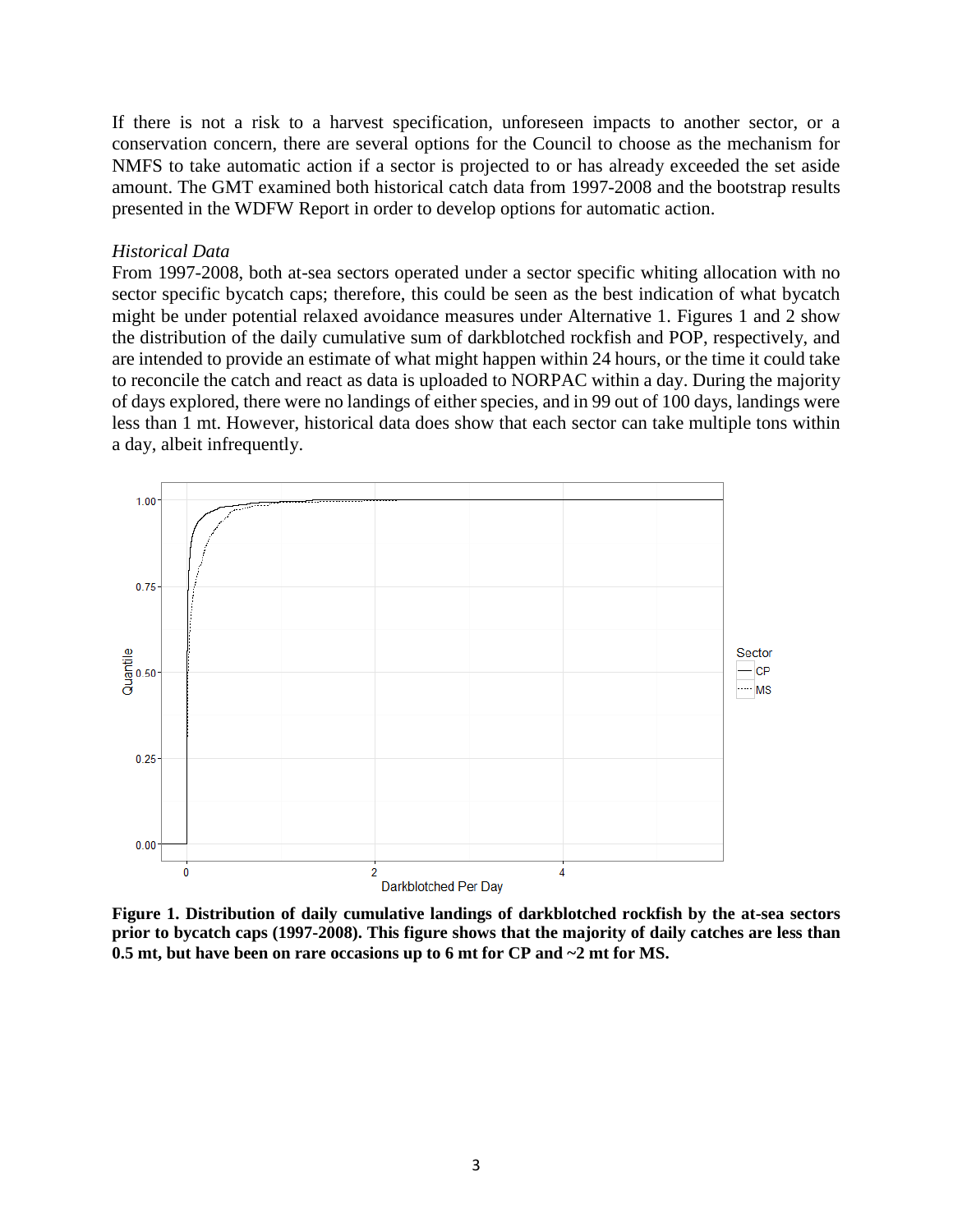If there is not a risk to a harvest specification, unforeseen impacts to another sector, or a conservation concern, there are several options for the Council to choose as the mechanism for NMFS to take automatic action if a sector is projected to or has already exceeded the set aside amount. The GMT examined both historical catch data from 1997-2008 and the bootstrap results presented in the WDFW Report in order to develop options for automatic action.

*Historical Data*

From 1997-2008, both at-sea sectors operated under a sector specific whiting allocation with no sector specific bycatch caps; therefore, this could be seen as the best indication of what bycatch might be under potential relaxed avoidance measures under Alternative 1. Figures 1 and 2 show the distribution of the daily cumulative sum of darkblotched rockfish and POP, respectively, and are intended to provide an estimate of what might happen within 24 hours, or the time it could take to reconcile the catch and react as data is uploaded to NORPAC within a day. During the majority of days explored, there were no landings of either species, and in 99 out of 100 days, landings were less than 1 mt. However, historical data does show that each sector can take multiple tons within a day, albeit infrequently.

**Figure 1. Distribution of daily cumulative landings of darkblotched rockfish by the at-sea sectors prior to bycatch caps (1997-2008). This figure shows that the majority of daily catches are less than 0.5 mt, but have been on rare occasions up to 6 mt for CP and ~2 mt for MS.**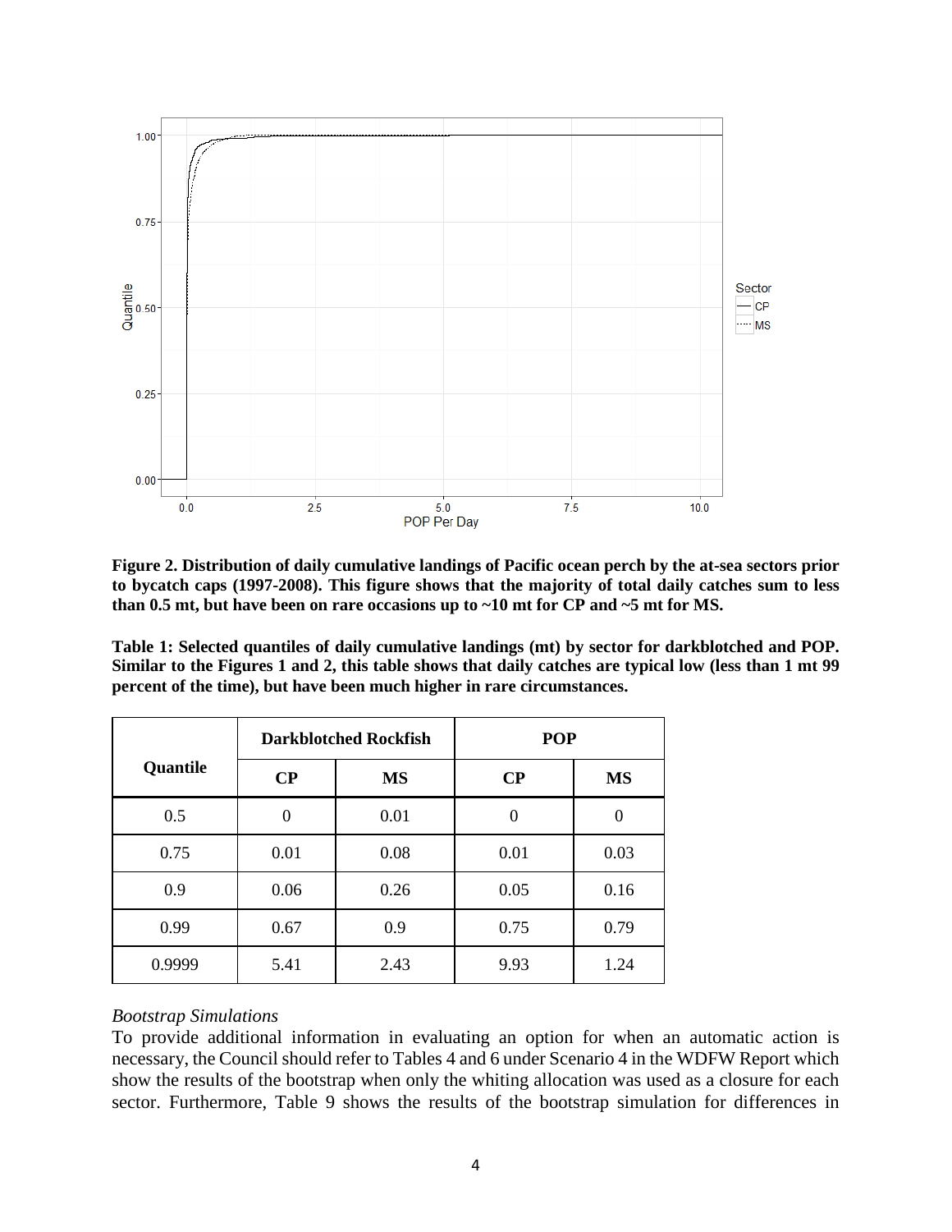**Figure 2. Distribution of daily cumulative landings of Pacific ocean perch by the at-sea sectors prior to bycatch caps (1997-2008). This figure shows that the majority of total daily catches sum to less than 0.5 mt, but have been on rare occasions up to ~10 mt for CP and ~5 mt for MS.**

**Table 1: Selected quantiles of daily cumulative landings (mt) by sector for darkblotched and POP. Similar to the Figures 1 and 2, this table shows that daily catches are typical low (less than 1 mt 99 percent of the time), but have been much higher in rare circumstances.**

| Quantile | Darkblotched Rockfish | | POP | |
|---|---|---|---|---|
| | CP | MS | CP | MS |
| 0.5 | 0 | 0.01 | 0 | 0 |
| 0.75 | 0.01 | 0.08 | 0.01 | 0.03 |
| 0.9 | 0.06 | 0.26 | 0.05 | 0.16 |
| 0.99 | 0.67 | 0.9 | 0.75 | 0.79 |
| 0.9999 | 5.41 | 2.43 | 9.93 | 1.24 |

*Bootstrap Simulations*

To provide additional information in evaluating an option for when an automatic action is necessary, the Council should refer to Tables 4 and 6 under Scenario 4 in the WDFW Report which show the results of the bootstrap when only the whiting allocation was used as a closure for each sector. Furthermore, Table 9 shows the results of the bootstrap simulation for differences in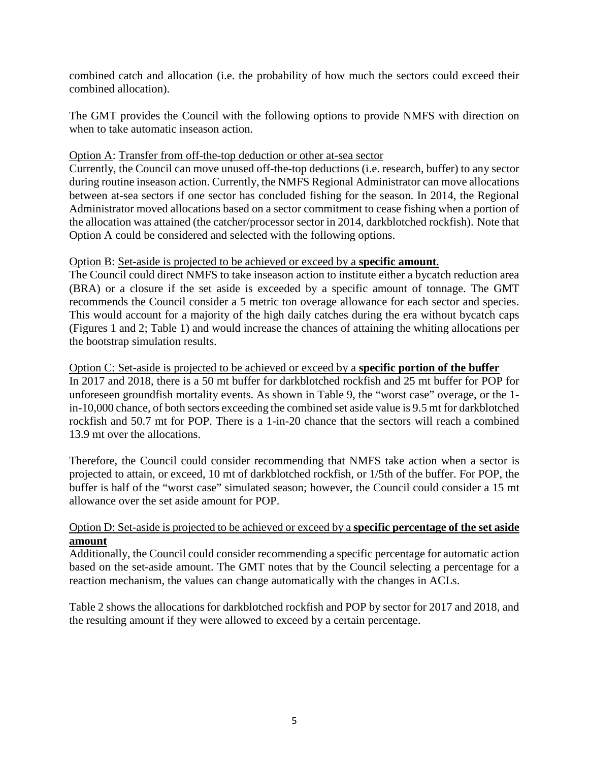combined catch and allocation (i.e. the probability of how much the sectors could exceed their combined allocation).

The GMT provides the Council with the following options to provide NMFS with direction on when to take automatic inseason action.

Option A: Transfer from off-the-top deduction or other at-sea sector

Currently, the Council can move unused off-the-top deductions (i.e. research, buffer) to any sector during routine inseason action. Currently, the NMFS Regional Administrator can move allocations between at-sea sectors if one sector has concluded fishing for the season. In 2014, the Regional Administrator moved allocations based on a sector commitment to cease fishing when a portion of the allocation was attained (the catcher/processor sector in 2014, darkblotched rockfish). Note that Option A could be considered and selected with the following options.

Option B: Set-aside is projected to be achieved or exceed by a **specific amount**.

The Council could direct NMFS to take inseason action to institute either a bycatch reduction area (BRA) or a closure if the set aside is exceeded by a specific amount of tonnage. The GMT recommends the Council consider a 5 metric ton overage allowance for each sector and species. This would account for a majority of the high daily catches during the era without bycatch caps (Figures 1 and 2; Table 1) and would increase the chances of attaining the whiting allocations per the bootstrap simulation results.

Option C: Set-aside is projected to be achieved or exceed by a **specific portion of the buffer**

In 2017 and 2018, there is a 50 mt buffer for darkblotched rockfish and 25 mt buffer for POP for unforeseen groundfish mortality events. As shown in Table 9, the "worst case" overage, or the 1-in-10,000 chance, of both sectors exceeding the combined set aside value is 9.5 mt for darkblotched rockfish and 50.7 mt for POP. There is a 1-in-20 chance that the sectors will reach a combined 13.9 mt over the allocations.

Therefore, the Council could consider recommending that NMFS take action when a sector is projected to attain, or exceed, 10 mt of darkblotched rockfish, or 1/5th of the buffer. For POP, the buffer is half of the "worst case" simulated season; however, the Council could consider a 15 mt allowance over the set aside amount for POP.

Option D: Set-aside is projected to be achieved or exceed by a **specific percentage of the set aside amount**

Additionally, the Council could consider recommending a specific percentage for automatic action based on the set-aside amount. The GMT notes that by the Council selecting a percentage for a reaction mechanism, the values can change automatically with the changes in ACLs.

Table 2 shows the allocations for darkblotched rockfish and POP by sector for 2017 and 2018, and the resulting amount if they were allowed to exceed by a certain percentage.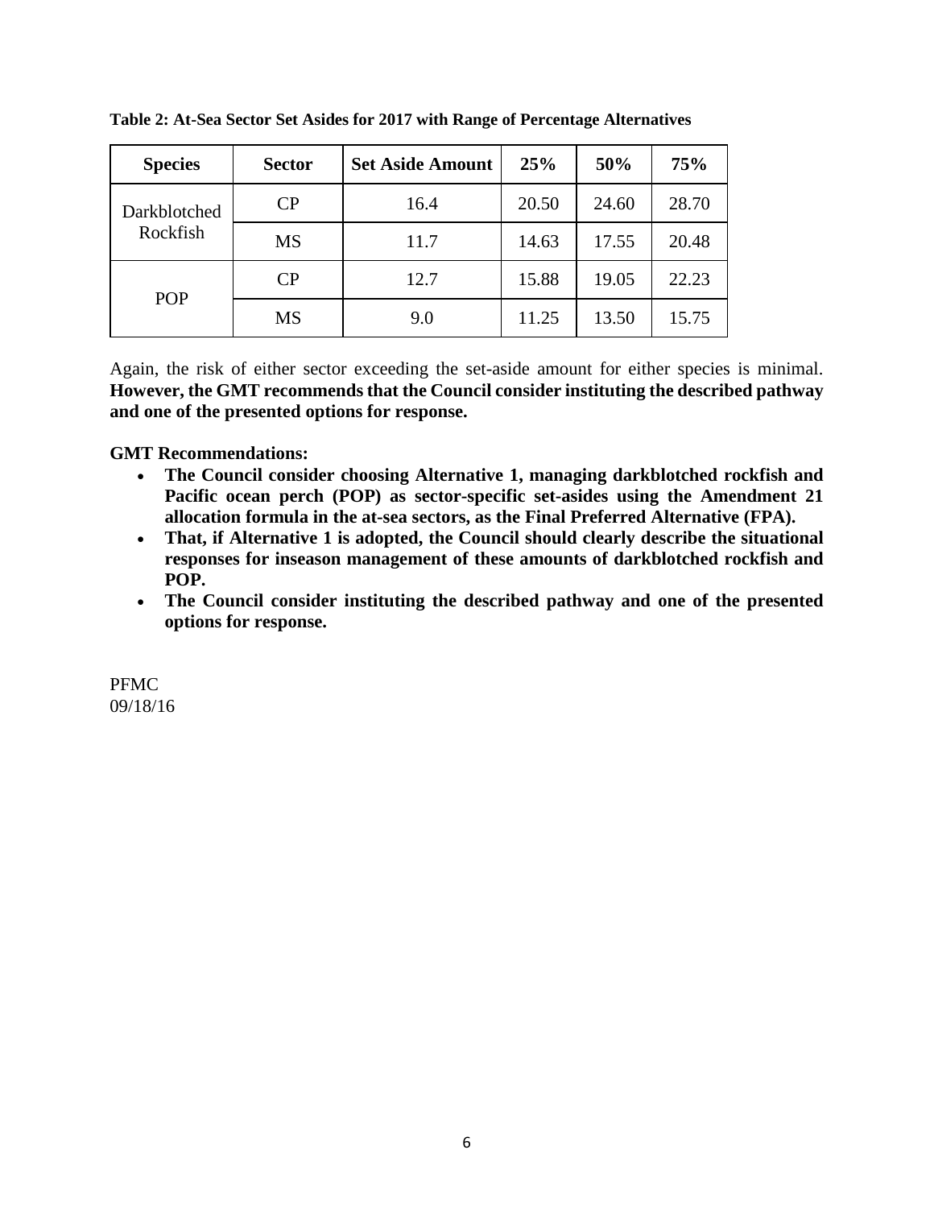**Table 2: At-Sea Sector Set Asides for 2017 with Range of Percentage Alternatives**

| Species | Sector | Set Aside Amount | 25% | 50% | 75% |
|---|---|---|---|---|---|
| Darkblotched Rockfish | CP | 16.4 | 20.50 | 24.60 | 28.70 |
| | MS | 11.7 | 14.63 | 17.55 | 20.48 |
| POP | CP | 12.7 | 15.88 | 19.05 | 22.23 |
| | MS | 9.0 | 11.25 | 13.50 | 15.75 |

Again, the risk of either sector exceeding the set-aside amount for either species is minimal. **However, the GMT recommends that the Council consider instituting the described pathway and one of the presented options for response.**

**GMT Recommendations:**

- **The Council consider choosing Alternative 1, managing darkblotched rockfish and Pacific ocean perch (POP) as sector-specific set-asides using the Amendment 21 allocation formula in the at-sea sectors, as the Final Preferred Alternative (FPA).**
- **That, if Alternative 1 is adopted, the Council should clearly describe the situational responses for inseason management of these amounts of darkblotched rockfish and POP.**
- **The Council consider instituting the described pathway and one of the presented options for response.**

PFMC
09/18/16